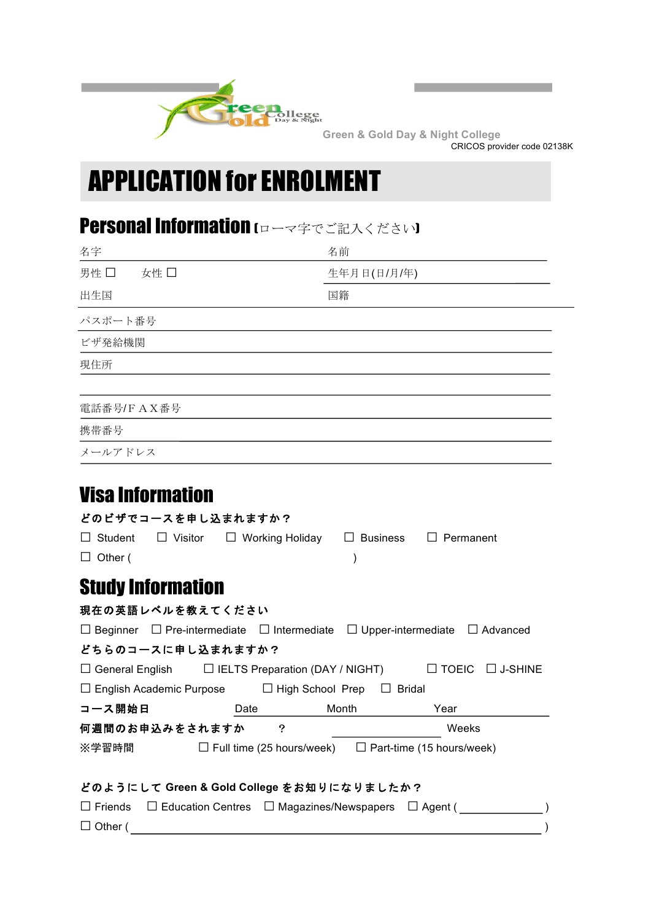Green & Gold Day & Night College

CRICOS provider code 02138K

# APPLICATION for ENROLMENT

## Personal Information【ローマ字でご記入ください】

名字 ______ 名前 ______

男性 ☐ 女性 ☐ 生年月日(日/月/年) ______

出生国 ______ 国籍 ______

パスポート番号 ______

ビザ発給機関 ______

現住所 ______

______

電話番号/FAX番号 ______

携帯番号 ______

メールアドレス ______

## Visa Information

**どのビザでコースを申し込まれますか？**

☐ Student ☐ Visitor ☐ Working Holiday ☐ Business ☐ Permanent

☐ Other ( )

## Study Information

**現在の英語レベルを教えてください**

☐ Beginner ☐ Pre-intermediate ☐ Intermediate ☐ Upper-intermediate ☐ Advanced

**どちらのコースに申し込まれますか？**

☐ General English ☐ IELTS Preparation (DAY / NIGHT) ☐ TOEIC ☐ J-SHINE

☐ English Academic Purpose ☐ High School Prep ☐ Bridal

**コース開始日** Date ______ Month ______ Year ______

**何週間のお申込みをされますか**　？ ______ Weeks

※学習時間 ☐ Full time (25 hours/week) ☐ Part-time (15 hours/week)

**どのようにして Green & Gold College をお知りになりましたか？**

☐ Friends ☐ Education Centres ☐ Magazines/Newspapers ☐ Agent ( ______ )

☐ Other ( ______ )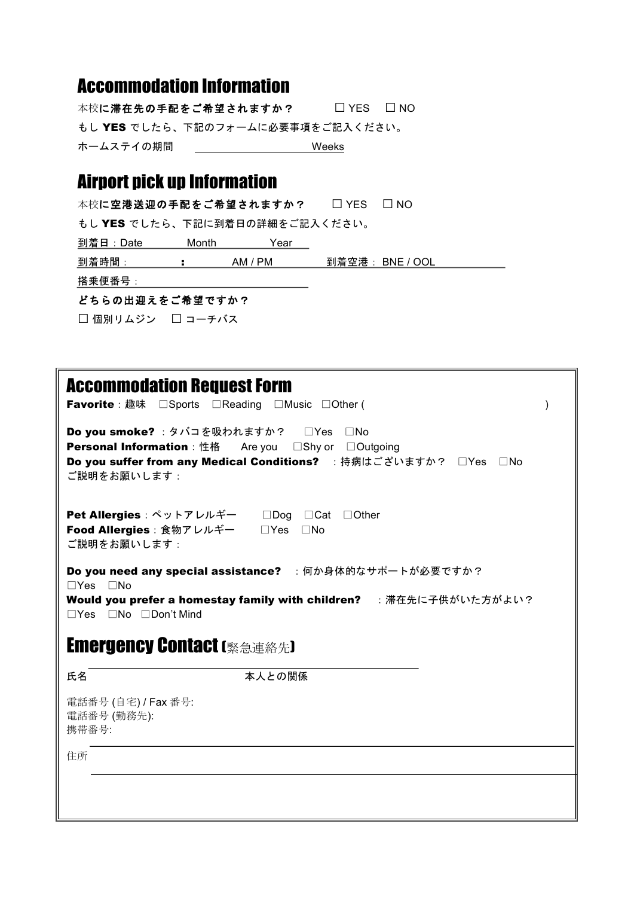## Accommodation Information

本校**に滞在先の手配をご希望されますか？**　☐ YES　☐ NO

もし **YES** でしたら、下記のフォームに必要事項をご記入ください。

ホームステイの期間　＿＿＿＿＿＿＿＿＿＿ Weeks

## Airport pick up Information

本校**に空港送迎の手配をご希望されますか？**　☐ YES　☐ NO

もし **YES** でしたら、下記に到着日の詳細をご記入ください。

到着日：Date　　Month　　Year

到着時間：　　:　　AM / PM　　到着空港：BNE / OOL

搭乗便番号：

**どちらの出迎えをご希望ですか？**

☐ 個別リムジン　☐ コーチバス

## Accommodation Request Form

**Favorite**：趣味　☐Sports　☐Reading　☐Music　☐Other (　　　　)

**Do you smoke?**：タバコを吸われますか？　☐Yes　☐No

**Personal Information**：性格　Are you　☐Shy or　☐Outgoing

**Do you suffer from any Medical Conditions?**　：持病はございますか？　☐Yes　☐No

ご説明をお願いします：

**Pet Allergies**：ペットアレルギー　☐Dog　☐Cat　☐Other

**Food Allergies**：食物アレルギー　☐Yes　☐No

ご説明をお願いします：

**Do you need any special assistance?**　：何か身体的なサポートが必要ですか？

☐Yes　☐No

**Would you prefer a homestay family with children?**　：滞在先に子供がいた方がよい？

☐Yes　☐No　☐Don't Mind

## Emergency Contact (緊急連絡先)

氏名　　　　　　　　　　本人との関係

電話番号 (自宅) / Fax 番号:

電話番号 (勤務先):

携帯番号:

住所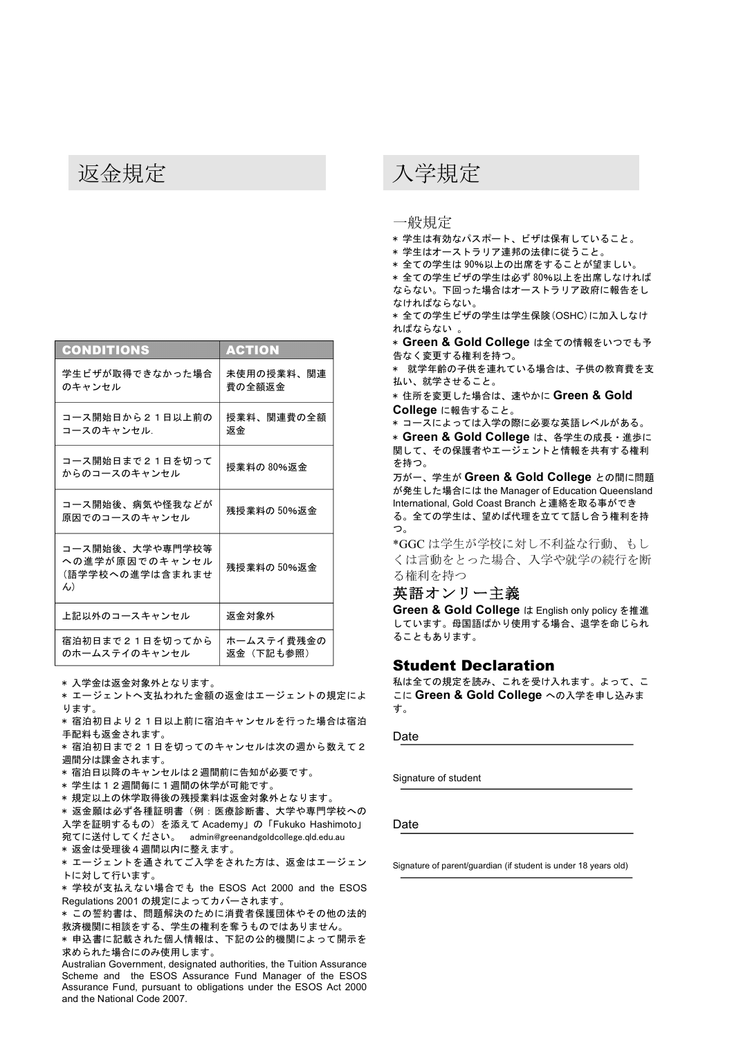# 返金規定

| CONDITIONS | ACTION |
|---|---|
| 学生ビザが取得できなかった場合のキャンセル | 未使用の授業料、関連費の全額返金 |
| コース開始日から２１日以上前のコースのキャンセル. | 授業料、関連費の全額返金 |
| コース開始日まで２１日を切ってからのコースのキャンセル | 授業料の 80%返金 |
| コース開始後、病気や怪我などが原因でのコースのキャンセル | 残授業料の 50%返金 |
| コース開始後、大学や専門学校等への進学が原因でのキャンセル（語学学校への進学は含まれません） | 残授業料の 50%返金 |
| 上記以外のコースキャンセル | 返金対象外 |
| 宿泊初日まで２１日を切ってからのホームステイのキャンセル | ホームステイ費残金の返金（下記も参照） |

* 入学金は返金対象外となります。
* エージェントへ支払われた金額の返金はエージェントの規定によります。
* 宿泊初日より２１日以上前に宿泊キャンセルを行った場合は宿泊手配料も返金されます。
* 宿泊初日まで２１日を切ってのキャンセルは次の週から数えて２週間分は課金されます。
* 宿泊日以降のキャンセルは２週間前に告知が必要です。
* 学生は１２週間毎に１週間の休学が可能です。
* 規定以上の休学取得後の残授業料は返金対象外となります。
* 返金願は必ず各種証明書（例：医療診断書、大学や専門学校への入学を証明するもの）を添えて Academy」の「Fukuko Hashimoto」宛てに送付してください。 admin@greenandgoldcollege.qld.edu.au
* 返金は受理後４週間以内に整えます。
* エージェントを通されてご入学をされた方は、返金はエージェントに対して行います。
* 学校が支払えない場合でも the ESOS Act 2000 and the ESOS Regulations 2001 の規定によってカバーされます。
* この誓約書は、問題解決のために消費者保護団体やその他の法的救済機関に相談をする、学生の権利を奪うものではありません。
* 申込書に記載された個人情報は、下記の公的機関によって開示を求められた場合にのみ使用します。

Australian Government, designated authorities, the Tuition Assurance Scheme and the ESOS Assurance Fund Manager of the ESOS Assurance Fund, pursuant to obligations under the ESOS Act 2000 and the National Code 2007.

# 入学規定

## 一般規定

* 学生は有効なパスポート、ビザは保有していること。
* 学生はオーストラリア連邦の法律に従うこと。
* 全ての学生は 90%以上の出席をすることが望ましい。
* 全ての学生ビザの学生は必ず 80%以上を出席しなければならない。下回った場合はオーストラリア政府に報告をしなければならない。
* 全ての学生ビザの学生は学生保険（OSHC）に加入しなければならない 。
* **Green & Gold College** は全ての情報をいつでも予告なく変更する権利を持つ。
* 就学年齢の子供を連れている場合は、子供の教育費を支払い、就学させること。
* 住所を変更した場合は、速やかに **Green & Gold College** に報告すること。
* コースによっては入学の際に必要な英語レベルがある。
* **Green & Gold College** は、各学生の成長・進歩に関して、その保護者やエージェントと情報を共有する権利を持つ。

万が一、学生が **Green & Gold College** との間に問題が発生した場合には the Manager of Education Queensland International, Gold Coast Branch と連絡を取る事ができる。全ての学生は、望めば代理を立てて話し合う権利を持つ。

*GGC は学生が学校に対し不利益な行動、もしくは言動をとった場合、入学や就学の続行を断る権利を持つ

## 英語オンリー主義

**Green & Gold College** は English only policy を推進しています。母国語ばかり使用する場合、退学を命じられることもあります。

## Student Declaration

私は全ての規定を読み、これを受け入れます。よって、ここに **Green & Gold College** への入学を申し込みます。

Date ______________________

Signature of student ______________________

Date ______________________

Signature of parent/guardian (if student is under 18 years old) ______________________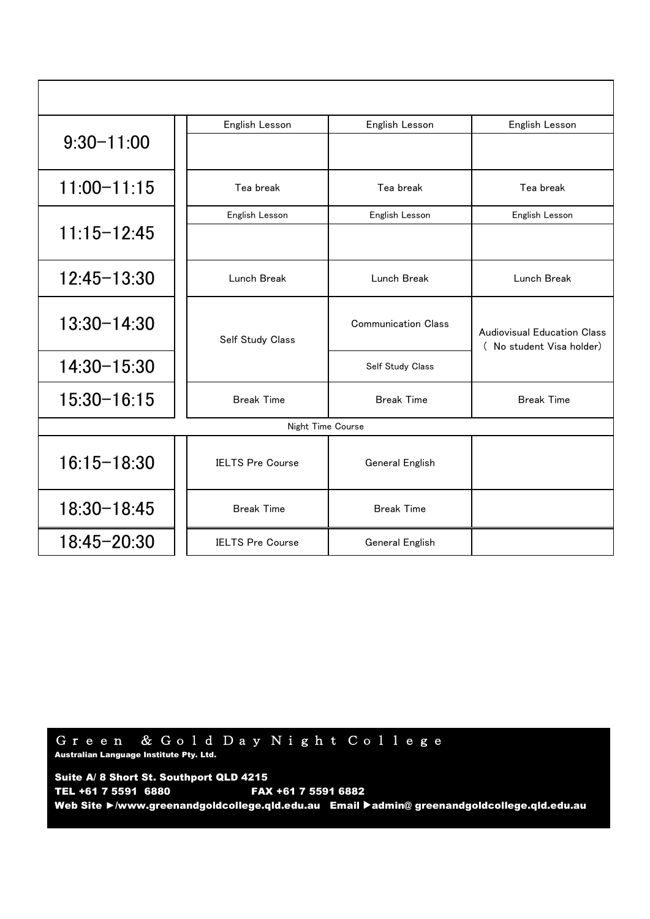| | | | |
|---|---|---|---|
| 9:30−11:00 | English Lesson | English Lesson | English Lesson |
| 11:00−11:15 | Tea break | Tea break | Tea break |
| 11:15−12:45 | English Lesson | English Lesson | English Lesson |
| 12:45−13:30 | Lunch Break | Lunch Break | Lunch Break |
| 13:30−14:30 | Self Study Class | Communication Class | Audiovisual Education Class ( No student Visa holder) |
| 14:30−15:30 | | Self Study Class | |
| 15:30−16:15 | Break Time | Break Time | Break Time |
| Night Time Course | | | |
| 16:15−18:30 | IELTS Pre Course | General English | |
| 18:30−18:45 | Break Time | Break Time | |
| 18:45−20:30 | IELTS Pre Course | General English | |

Ｇｒｅｅｎ ＆Ｇｏｌｄ Ｄａｙ Ｎｉｇｈｔ Ｃｏｌｌｅｇｅ
**Australian Language Institute Pty. Ltd.**

**Suite A/ 8 Short St. Southport QLD 4215**
**TEL +61 7 5591 6880 FAX +61 7 5591 6882**
**Web Site ►/www.greenandgoldcollege.qld.edu.au Email ▶admin@ greenandgoldcollege.qld.edu.au**